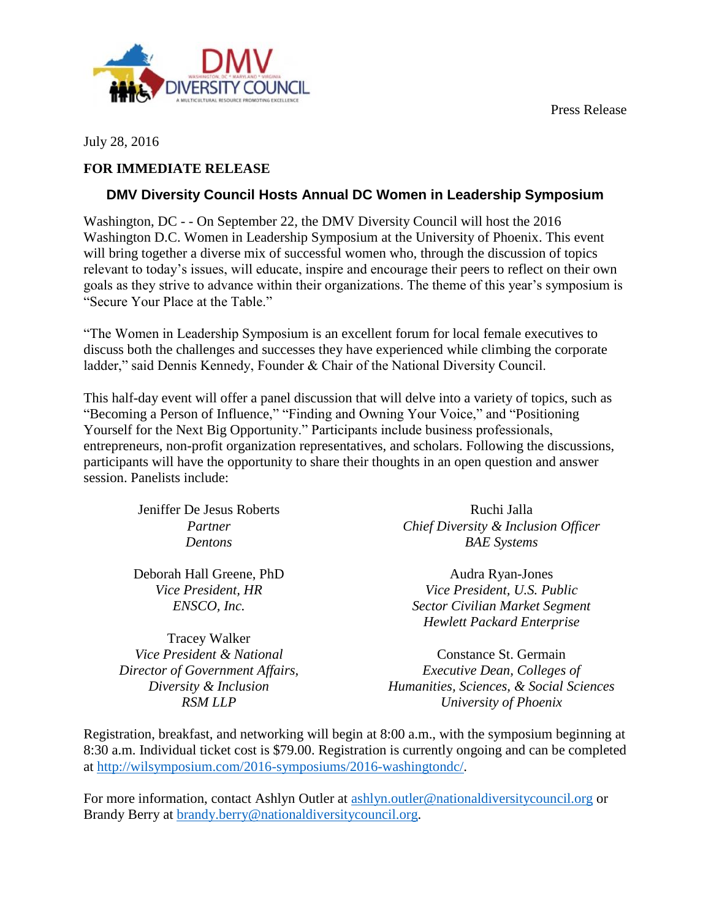Press Release

July 28, 2016

**FOR IMMEDIATE RELEASE**

## DMV Diversity Council Hosts Annual DC Women in Leadership Symposium

Washington, DC - - On September 22, the DMV Diversity Council will host the 2016 Washington D.C. Women in Leadership Symposium at the University of Phoenix. This event will bring together a diverse mix of successful women who, through the discussion of topics relevant to today's issues, will educate, inspire and encourage their peers to reflect on their own goals as they strive to advance within their organizations. The theme of this year's symposium is "Secure Your Place at the Table."

"The Women in Leadership Symposium is an excellent forum for local female executives to discuss both the challenges and successes they have experienced while climbing the corporate ladder," said Dennis Kennedy, Founder & Chair of the National Diversity Council.

This half-day event will offer a panel discussion that will delve into a variety of topics, such as "Becoming a Person of Influence," "Finding and Owning Your Voice," and "Positioning Yourself for the Next Big Opportunity." Participants include business professionals, entrepreneurs, non-profit organization representatives, and scholars. Following the discussions, participants will have the opportunity to share their thoughts in an open question and answer session. Panelists include:

Jeniffer De Jesus Roberts
*Partner*
*Dentons*

Ruchi Jalla
*Chief Diversity & Inclusion Officer*
*BAE Systems*

Deborah Hall Greene, PhD
*Vice President, HR*
*ENSCO, Inc.*

Audra Ryan-Jones
*Vice President, U.S. Public Sector Civilian Market Segment*
*Hewlett Packard Enterprise*

Tracey Walker
*Vice President & National Director of Government Affairs, Diversity & Inclusion*
*RSM LLP*

Constance St. Germain
*Executive Dean, Colleges of Humanities, Sciences, & Social Sciences*
*University of Phoenix*

Registration, breakfast, and networking will begin at 8:00 a.m., with the symposium beginning at 8:30 a.m. Individual ticket cost is $79.00. Registration is currently ongoing and can be completed at http://wilsymposium.com/2016-symposiums/2016-washingtondc/.

For more information, contact Ashlyn Outler at ashlyn.outler@nationaldiversitycouncil.org or Brandy Berry at brandy.berry@nationaldiversitycouncil.org.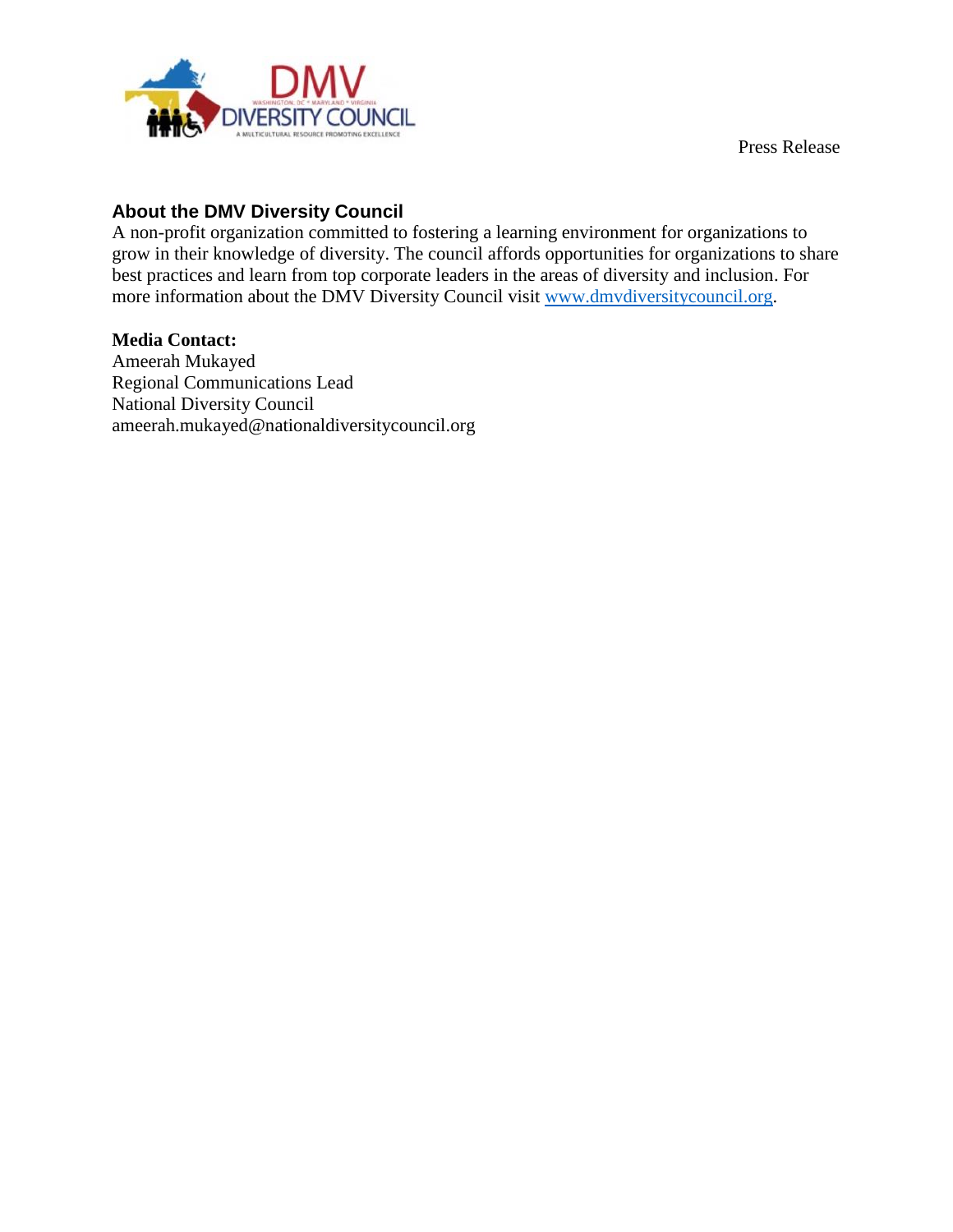Press Release

## About the DMV Diversity Council

A non-profit organization committed to fostering a learning environment for organizations to grow in their knowledge of diversity. The council affords opportunities for organizations to share best practices and learn from top corporate leaders in the areas of diversity and inclusion. For more information about the DMV Diversity Council visit www.dmvdiversitycouncil.org.

**Media Contact:**
Ameerah Mukayed
Regional Communications Lead
National Diversity Council
ameerah.mukayed@nationaldiversitycouncil.org